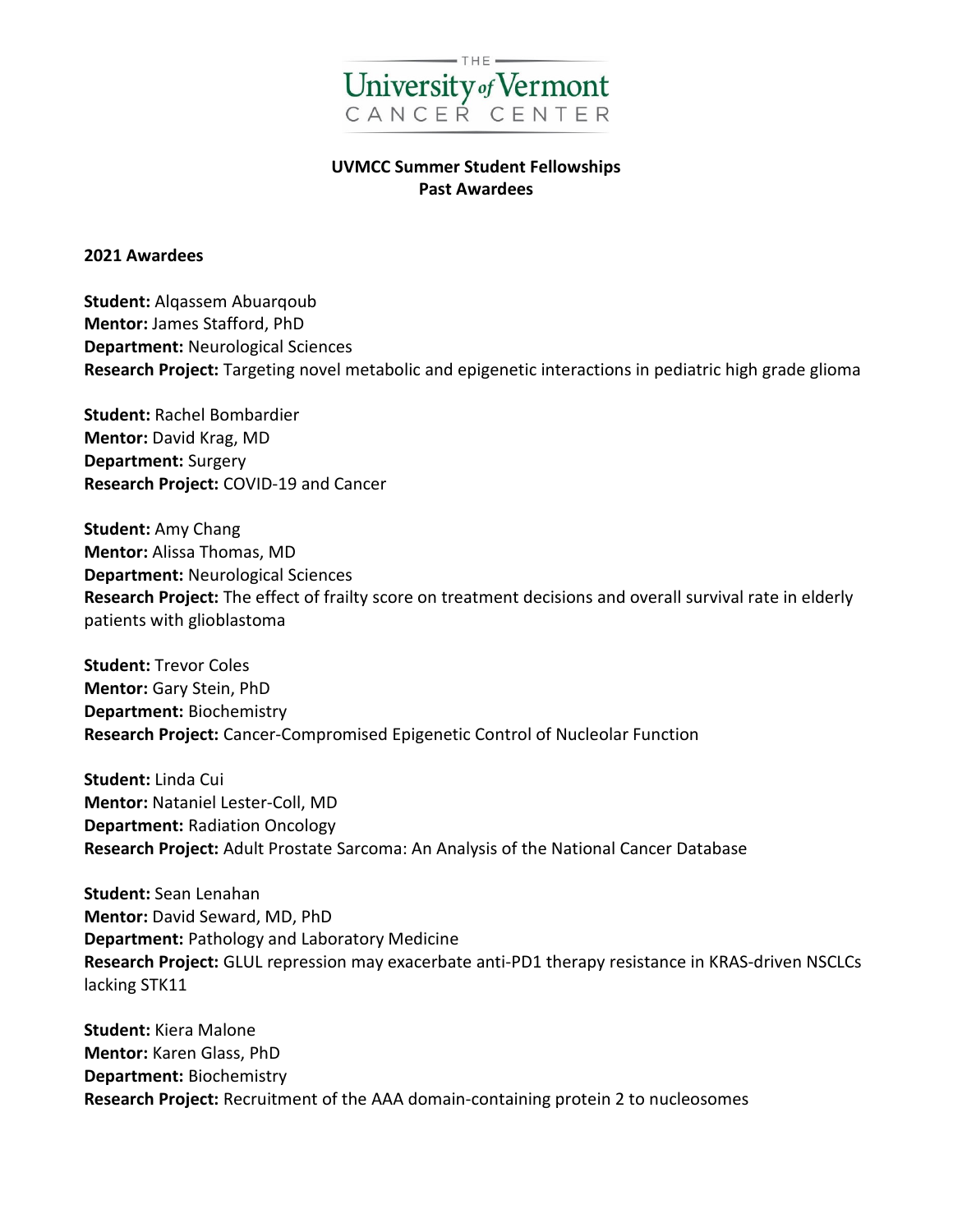THE University of Vermont CANCER CENTER

**UVMCC Summer Student Fellowships**
**Past Awardees**

**2021 Awardees**

**Student:** Alqassem Abuarqoub
**Mentor:** James Stafford, PhD
**Department:** Neurological Sciences
**Research Project:** Targeting novel metabolic and epigenetic interactions in pediatric high grade glioma

**Student:** Rachel Bombardier
**Mentor:** David Krag, MD
**Department:** Surgery
**Research Project:** COVID-19 and Cancer

**Student:** Amy Chang
**Mentor:** Alissa Thomas, MD
**Department:** Neurological Sciences
**Research Project:** The effect of frailty score on treatment decisions and overall survival rate in elderly patients with glioblastoma

**Student:** Trevor Coles
**Mentor:** Gary Stein, PhD
**Department:** Biochemistry
**Research Project:** Cancer-Compromised Epigenetic Control of Nucleolar Function

**Student:** Linda Cui
**Mentor:** Nataniel Lester-Coll, MD
**Department:** Radiation Oncology
**Research Project:** Adult Prostate Sarcoma: An Analysis of the National Cancer Database

**Student:** Sean Lenahan
**Mentor:** David Seward, MD, PhD
**Department:** Pathology and Laboratory Medicine
**Research Project:** GLUL repression may exacerbate anti-PD1 therapy resistance in KRAS-driven NSCLCs lacking STK11

**Student:** Kiera Malone
**Mentor:** Karen Glass, PhD
**Department:** Biochemistry
**Research Project:** Recruitment of the AAA domain-containing protein 2 to nucleosomes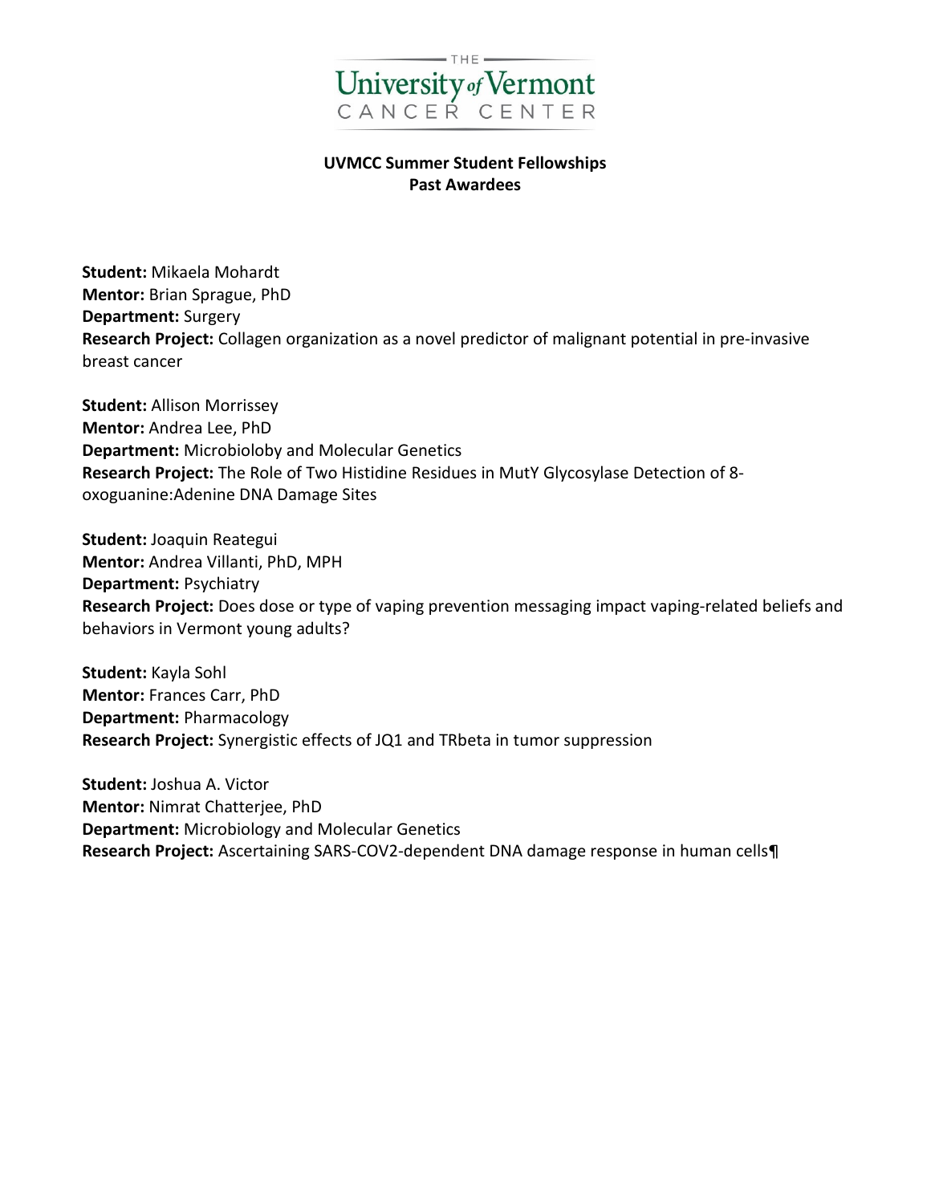THE University of Vermont CANCER CENTER

**UVMCC Summer Student Fellowships**
**Past Awardees**

**Student:** Mikaela Mohardt
**Mentor:** Brian Sprague, PhD
**Department:** Surgery
**Research Project:** Collagen organization as a novel predictor of malignant potential in pre-invasive breast cancer

**Student:** Allison Morrissey
**Mentor:** Andrea Lee, PhD
**Department:** Microbioloby and Molecular Genetics
**Research Project:** The Role of Two Histidine Residues in MutY Glycosylase Detection of 8-oxoguanine:Adenine DNA Damage Sites

**Student:** Joaquin Reategui
**Mentor:** Andrea Villanti, PhD, MPH
**Department:** Psychiatry
**Research Project:** Does dose or type of vaping prevention messaging impact vaping-related beliefs and behaviors in Vermont young adults?

**Student:** Kayla Sohl
**Mentor:** Frances Carr, PhD
**Department:** Pharmacology
**Research Project:** Synergistic effects of JQ1 and TRbeta in tumor suppression

**Student:** Joshua A. Victor
**Mentor:** Nimrat Chatterjee, PhD
**Department:** Microbiology and Molecular Genetics
**Research Project:** Ascertaining SARS-COV2-dependent DNA damage response in human cells¶